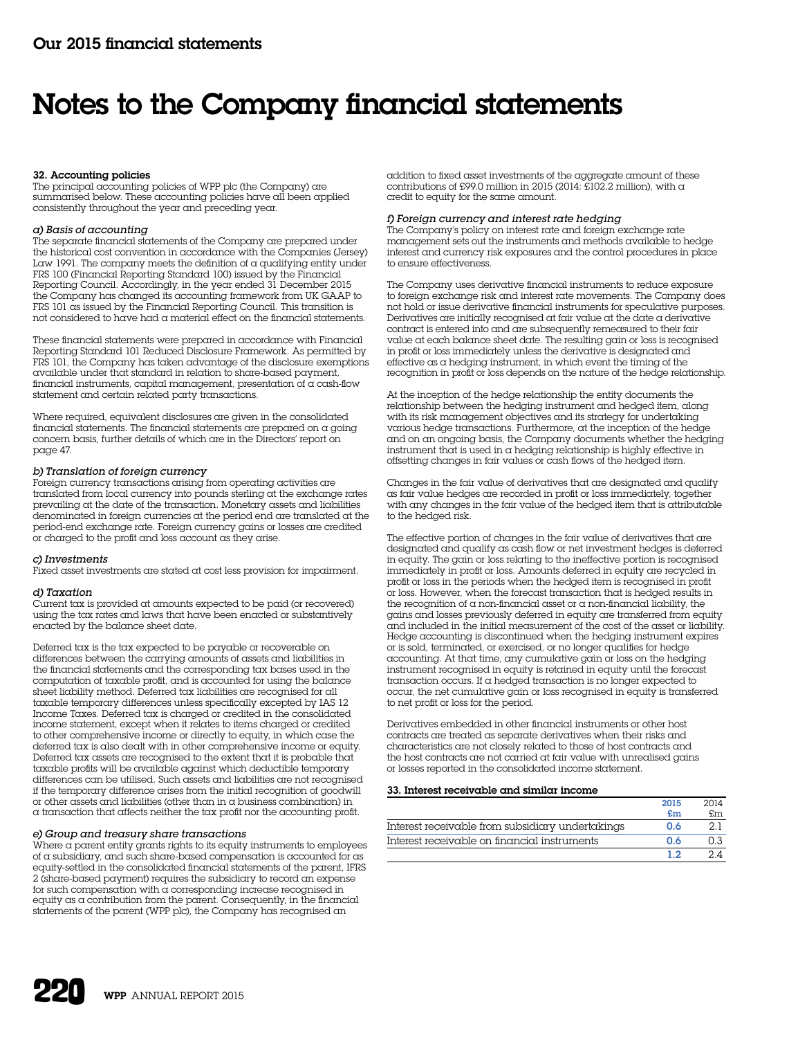# Our 2015 financial statements

# Notes to the Company financial statements

### 32. Accounting policies

The principal accounting policies of WPP plc (the Company) are summarised below. These accounting policies have all been applied consistently throughout the year and preceding year.

*a) Basis of accounting*

The separate financial statements of the Company are prepared under the historical cost convention in accordance with the Companies (Jersey) Law 1991. The company meets the definition of a qualifying entity under FRS 100 (Financial Reporting Standard 100) issued by the Financial Reporting Council. Accordingly, in the year ended 31 December 2015 the Company has changed its accounting framework from UK GAAP to FRS 101 as issued by the Financial Reporting Council. This transition is not considered to have had a material effect on the financial statements.

These financial statements were prepared in accordance with Financial Reporting Standard 101 Reduced Disclosure Framework. As permitted by FRS 101, the Company has taken advantage of the disclosure exemptions available under that standard in relation to share-based payment, financial instruments, capital management, presentation of a cash-flow statement and certain related party transactions.

Where required, equivalent disclosures are given in the consolidated financial statements. The financial statements are prepared on a going concern basis, further details of which are in the Directors' report on page 47.

*b) Translation of foreign currency*

Foreign currency transactions arising from operating activities are translated from local currency into pounds sterling at the exchange rates prevailing at the date of the transaction. Monetary assets and liabilities denominated in foreign currencies at the period end are translated at the period-end exchange rate. Foreign currency gains or losses are credited or charged to the profit and loss account as they arise.

*c) Investments*

Fixed asset investments are stated at cost less provision for impairment.

*d) Taxation*

Current tax is provided at amounts expected to be paid (or recovered) using the tax rates and laws that have been enacted or substantively enacted by the balance sheet date.

Deferred tax is the tax expected to be payable or recoverable on differences between the carrying amounts of assets and liabilities in the financial statements and the corresponding tax bases used in the computation of taxable profit, and is accounted for using the balance sheet liability method. Deferred tax liabilities are recognised for all taxable temporary differences unless specifically excepted by IAS 12 Income Taxes. Deferred tax is charged or credited in the consolidated income statement, except when it relates to items charged or credited to other comprehensive income or directly to equity, in which case the deferred tax is also dealt with in other comprehensive income or equity. Deferred tax assets are recognised to the extent that it is probable that taxable profits will be available against which deductible temporary differences can be utilised. Such assets and liabilities are not recognised if the temporary difference arises from the initial recognition of goodwill or other assets and liabilities (other than in a business combination) in a transaction that affects neither the tax profit nor the accounting profit.

*e) Group and treasury share transactions*

Where a parent entity grants rights to its equity instruments to employees of a subsidiary, and such share-based compensation is accounted for as equity-settled in the consolidated financial statements of the parent, IFRS 2 (share-based payment) requires the subsidiary to record an expense for such compensation with a corresponding increase recognised in equity as a contribution from the parent. Consequently, in the financial statements of the parent (WPP plc), the Company has recognised an addition to fixed asset investments of the aggregate amount of these contributions of £99.0 million in 2015 (2014: £102.2 million), with a credit to equity for the same amount.

*f) Foreign currency and interest rate hedging*

The Company's policy on interest rate and foreign exchange rate management sets out the instruments and methods available to hedge interest and currency risk exposures and the control procedures in place to ensure effectiveness.

The Company uses derivative financial instruments to reduce exposure to foreign exchange risk and interest rate movements. The Company does not hold or issue derivative financial instruments for speculative purposes. Derivatives are initially recognised at fair value at the date a derivative contract is entered into and are subsequently remeasured to their fair value at each balance sheet date. The resulting gain or loss is recognised in profit or loss immediately unless the derivative is designated and effective as a hedging instrument, in which event the timing of the recognition in profit or loss depends on the nature of the hedge relationship.

At the inception of the hedge relationship the entity documents the relationship between the hedging instrument and hedged item, along with its risk management objectives and its strategy for undertaking various hedge transactions. Furthermore, at the inception of the hedge and on an ongoing basis, the Company documents whether the hedging instrument that is used in a hedging relationship is highly effective in offsetting changes in fair values or cash flows of the hedged item.

Changes in the fair value of derivatives that are designated and qualify as fair value hedges are recorded in profit or loss immediately, together with any changes in the fair value of the hedged item that is attributable to the hedged risk.

The effective portion of changes in the fair value of derivatives that are designated and qualify as cash flow or net investment hedges is deferred in equity. The gain or loss relating to the ineffective portion is recognised immediately in profit or loss. Amounts deferred in equity are recycled in profit or loss in the periods when the hedged item is recognised in profit or loss. However, when the forecast transaction that is hedged results in the recognition of a non-financial asset or a non-financial liability, the gains and losses previously deferred in equity are transferred from equity and included in the initial measurement of the cost of the asset or liability. Hedge accounting is discontinued when the hedging instrument expires or is sold, terminated, or exercised, or no longer qualifies for hedge accounting. At that time, any cumulative gain or loss on the hedging instrument recognised in equity is retained in equity until the forecast transaction occurs. If a hedged transaction is no longer expected to occur, the net cumulative gain or loss recognised in equity is transferred to net profit or loss for the period.

Derivatives embedded in other financial instruments or other host contracts are treated as separate derivatives when their risks and characteristics are not closely related to those of host contracts and the host contracts are not carried at fair value with unrealised gains or losses reported in the consolidated income statement.

### 33. Interest receivable and similar income

| | 2015 £m | 2014 £m |
|---|---|---|
| Interest receivable from subsidiary undertakings | 0.6 | 2.1 |
| Interest receivable on financial instruments | 0.6 | 0.3 |
| | 1.2 | 2.4 |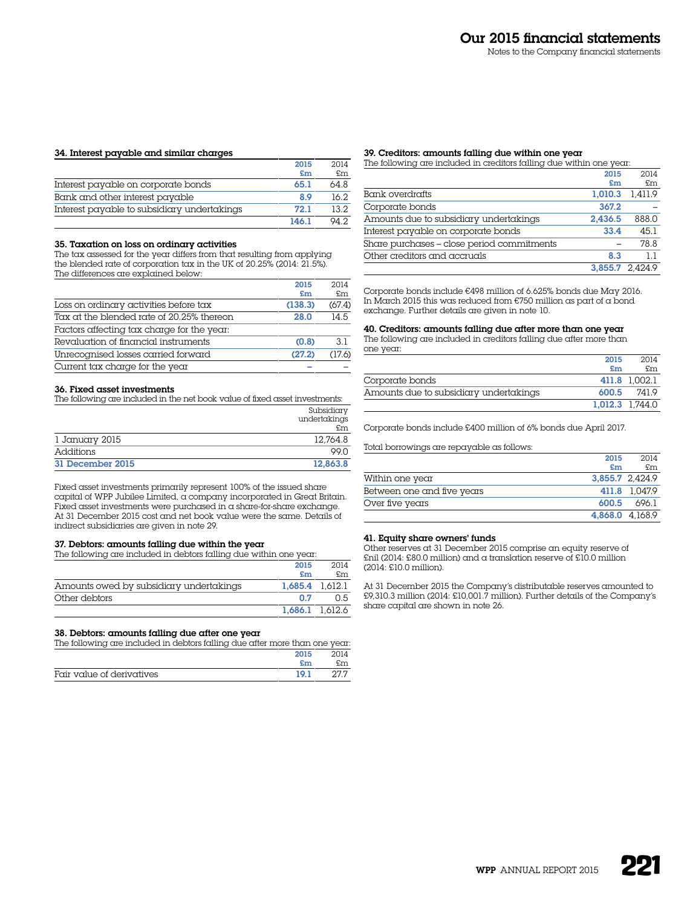## 34. Interest payable and similar charges

| | 2015 £m | 2014 £m |
|---|---|---|
| Interest payable on corporate bonds | 65.1 | 64.8 |
| Bank and other interest payable | 8.9 | 16.2 |
| Interest payable to subsidiary undertakings | 72.1 | 13.2 |
| | 146.1 | 94.2 |

## 35. Taxation on loss on ordinary activities

The tax assessed for the year differs from that resulting from applying the blended rate of corporation tax in the UK of 20.25% (2014: 21.5%). The differences are explained below:

| | 2015 £m | 2014 £m |
|---|---|---|
| Loss on ordinary activities before tax | (138.3) | (67.4) |
| Tax at the blended rate of 20.25% thereon | 28.0 | 14.5 |
| Factors affecting tax charge for the year: | | |
| Revaluation of financial instruments | (0.8) | 3.1 |
| Unrecognised losses carried forward | (27.2) | (17.6) |
| Current tax charge for the year | – | – |

## 36. Fixed asset investments

The following are included in the net book value of fixed asset investments:

| | Subsidiary undertakings £m |
|---|---|
| 1 January 2015 | 12,764.8 |
| Additions | 99.0 |
| 31 December 2015 | 12,863.8 |

Fixed asset investments primarily represent 100% of the issued share capital of WPP Jubilee Limited, a company incorporated in Great Britain. Fixed asset investments were purchased in a share-for-share exchange. At 31 December 2015 cost and net book value were the same. Details of indirect subsidiaries are given in note 29.

## 37. Debtors: amounts falling due within the year

The following are included in debtors falling due within one year:

| | 2015 £m | 2014 £m |
|---|---|---|
| Amounts owed by subsidiary undertakings | 1,685.4 | 1,612.1 |
| Other debtors | 0.7 | 0.5 |
| | 1,686.1 | 1,612.6 |

## 38. Debtors: amounts falling due after one year

The following are included in debtors falling due after more than one year:

| | 2015 £m | 2014 £m |
|---|---|---|
| Fair value of derivatives | 19.1 | 27.7 |

## 39. Creditors: amounts falling due within one year

The following are included in creditors falling due within one year:

| | 2015 £m | 2014 £m |
|---|---|---|
| Bank overdrafts | 1,010.3 | 1,411.9 |
| Corporate bonds | 367.2 | – |
| Amounts due to subsidiary undertakings | 2,436.5 | 888.0 |
| Interest payable on corporate bonds | 33.4 | 45.1 |
| Share purchases – close period commitments | – | 78.8 |
| Other creditors and accruals | 8.3 | 1.1 |
| | 3,855.7 | 2,424.9 |

Corporate bonds include €498 million of 6.625% bonds due May 2016. In March 2015 this was reduced from €750 million as part of a bond exchange. Further details are given in note 10.

## 40. Creditors: amounts falling due after more than one year

The following are included in creditors falling due after more than one year:

| | 2015 £m | 2014 £m |
|---|---|---|
| Corporate bonds | 411.8 | 1,002.1 |
| Amounts due to subsidiary undertakings | 600.5 | 741.9 |
| | 1,012.3 | 1,744.0 |

Corporate bonds include £400 million of 6% bonds due April 2017.

Total borrowings are repayable as follows:

| | 2015 £m | 2014 £m |
|---|---|---|
| Within one year | 3,855.7 | 2,424.9 |
| Between one and five years | 411.8 | 1,047.9 |
| Over five years | 600.5 | 696.1 |
| | 4,868.0 | 4,168.9 |

## 41. Equity share owners' funds

Other reserves at 31 December 2015 comprise an equity reserve of £nil (2014: £80.0 million) and a translation reserve of £10.0 million (2014: £10.0 million).

At 31 December 2015 the Company's distributable reserves amounted to £9,310.3 million (2014: £10,001.7 million). Further details of the Company's share capital are shown in note 26.